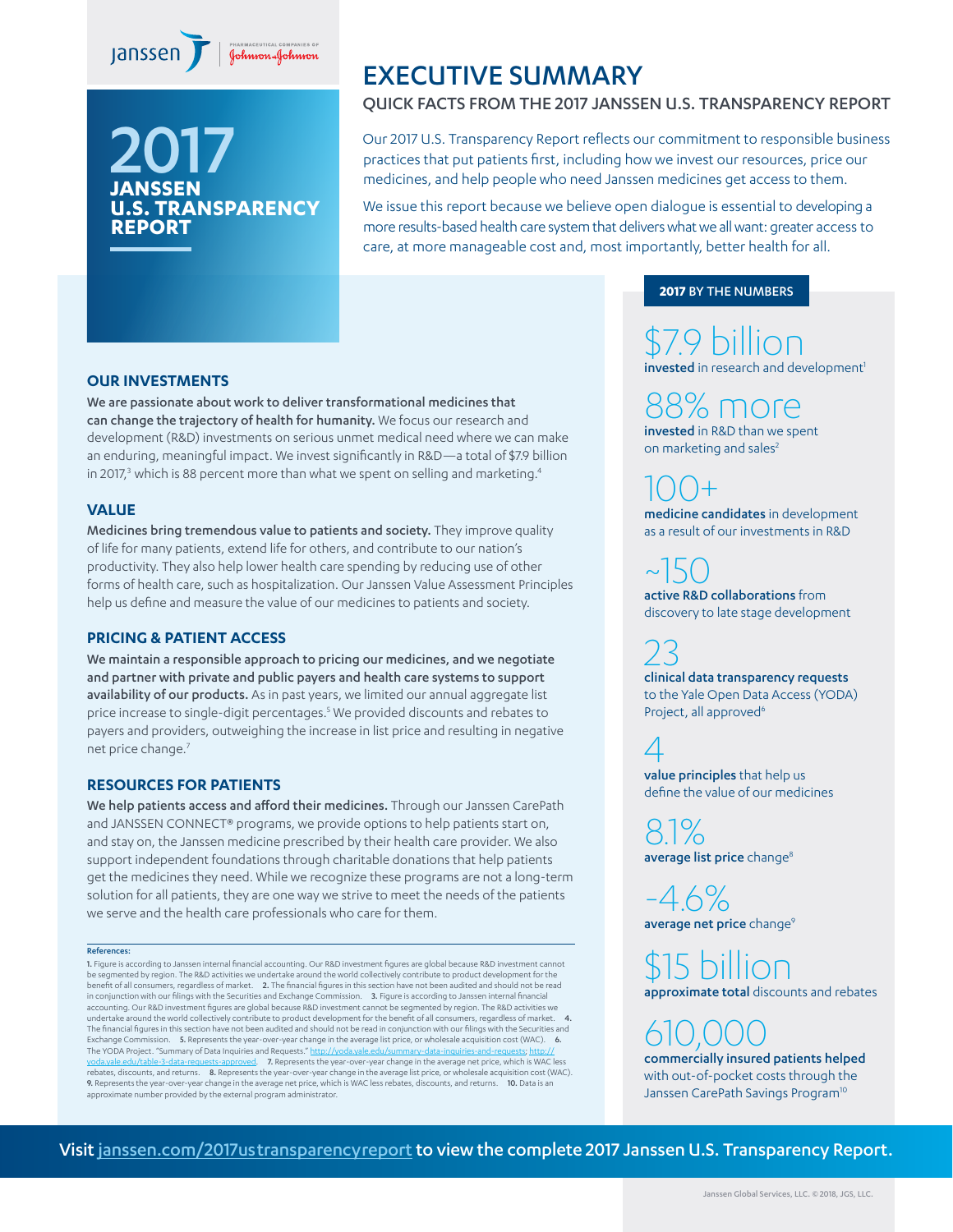Janssen | PHARMACEUTICAL COMPANIES OF Johnson & Johnson

# 2017 JANSSEN U.S. TRANSPARENCY REPORT

# EXECUTIVE SUMMARY

## QUICK FACTS FROM THE 2017 JANSSEN U.S. TRANSPARENCY REPORT

Our 2017 U.S. Transparency Report reflects our commitment to responsible business practices that put patients first, including how we invest our resources, price our medicines, and help people who need Janssen medicines get access to them.

We issue this report because we believe open dialogue is essential to developing a more results-based health care system that delivers what we all want: greater access to care, at more manageable cost and, most importantly, better health for all.

### OUR INVESTMENTS

**We are passionate about work to deliver transformational medicines that can change the trajectory of health for humanity.** We focus our research and development (R&D) investments on serious unmet medical need where we can make an enduring, meaningful impact. We invest significantly in R&D—a total of $7.9 billion in 2017,[3] which is 88 percent more than what we spent on selling and marketing.[4]

### VALUE

**Medicines bring tremendous value to patients and society.** They improve quality of life for many patients, extend life for others, and contribute to our nation's productivity. They also help lower health care spending by reducing use of other forms of health care, such as hospitalization. Our Janssen Value Assessment Principles help us define and measure the value of our medicines to patients and society.

### PRICING & PATIENT ACCESS

**We maintain a responsible approach to pricing our medicines, and we negotiate and partner with private and public payers and health care systems to support availability of our products.** As in past years, we limited our annual aggregate list price increase to single-digit percentages.[5] We provided discounts and rebates to payers and providers, outweighing the increase in list price and resulting in negative net price change.[7]

### RESOURCES FOR PATIENTS

**We help patients access and afford their medicines.** Through our Janssen CarePath and JANSSEN CONNECT® programs, we provide options to help patients start on, and stay on, the Janssen medicine prescribed by their health care provider. We also support independent foundations through charitable donations that help patients get the medicines they need. While we recognize these programs are not a long-term solution for all patients, they are one way we strive to meet the needs of the patients we serve and the health care professionals who care for them.

### 2017 BY THE NUMBERS

**$7.9 billion**
**invested** in research and development[1]

**88% more**
**invested** in R&D than we spent on marketing and sales[2]

**100+**
**medicine candidates** in development as a result of our investments in R&D

**~150**
**active R&D collaborations** from discovery to late stage development

**23**
**clinical data transparency requests** to the Yale Open Data Access (YODA) Project, all approved[6]

**4**
**value principles** that help us define the value of our medicines

**8.1%**
**average list price** change[8]

**-4.6%**
**average net price** change[9]

**$15 billion**
**approximate total** discounts and rebates

**610,000**
**commercially insured patients helped** with out-of-pocket costs through the Janssen CarePath Savings Program[10]

**References:**

1. Figure is according to Janssen internal financial accounting. Our R&D investment figures are global because R&D investment cannot be segmented by region. The R&D activities we undertake around the world collectively contribute to product development for the benefit of all consumers, regardless of market. 2. The financial figures in this section have not been audited and should not be read in conjunction with our filings with the Securities and Exchange Commission. 3. Figure is according to Janssen internal financial accounting. Our R&D investment figures are global because R&D investment cannot be segmented by region. The R&D activities we undertake around the world collectively contribute to product development for the benefit of all consumers, regardless of market. 4. The financial figures in this section have not been audited and should not be read in conjunction with our filings with the Securities and Exchange Commission. 5. Represents the year-over-year change in the average list price, or wholesale acquisition cost (WAC). 6. The YODA Project. "Summary of Data Inquiries and Requests." http://yoda.yale.edu/summary-data-inquiries-and-requests; http://yoda.yale.edu/table-3-data-requests-approved. 7. Represents the year-over-year change in the average net price, which is WAC less rebates, discounts, and returns. 8. Represents the year-over-year change in the average list price, or wholesale acquisition cost (WAC). 9. Represents the year-over-year change in the average net price, which is WAC less rebates, discounts, and returns. 10. Data is an approximate number provided by the external program administrator.

Visit janssen.com/2017ustransparencyreport to view the complete 2017 Janssen U.S. Transparency Report.

Janssen Global Services, LLC. © 2018, JGS, LLC.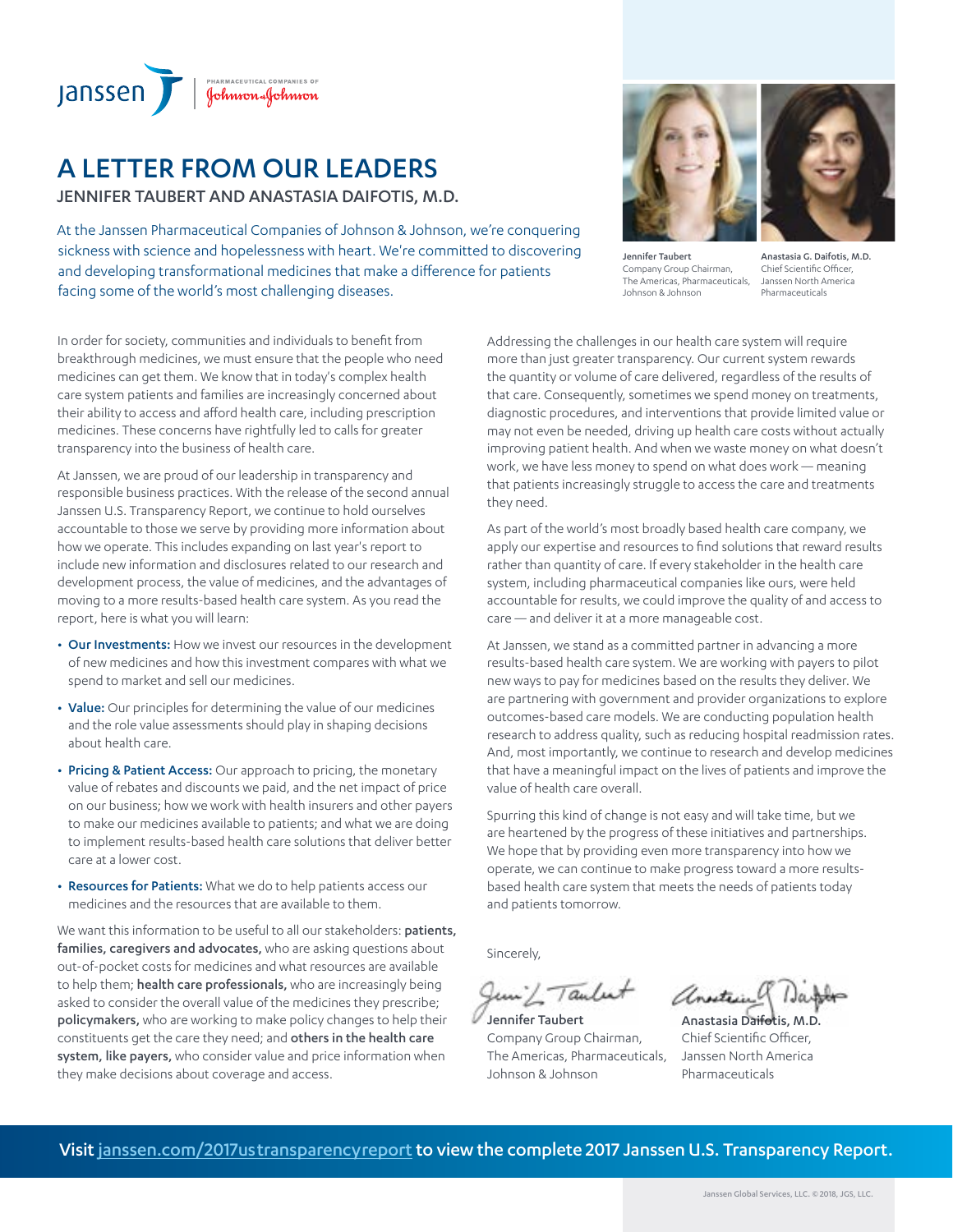janssen | PHARMACEUTICAL COMPANIES OF Johnson & Johnson

# A LETTER FROM OUR LEADERS

## JENNIFER TAUBERT AND ANASTASIA DAIFOTIS, M.D.

At the Janssen Pharmaceutical Companies of Johnson & Johnson, we're conquering sickness with science and hopelessness with heart. We're committed to discovering and developing transformational medicines that make a difference for patients facing some of the world's most challenging diseases.

**Jennifer Taubert**
Company Group Chairman, The Americas, Pharmaceuticals, Johnson & Johnson

**Anastasia G. Daifotis, M.D.**
Chief Scientific Officer, Janssen North America Pharmaceuticals

In order for society, communities and individuals to benefit from breakthrough medicines, we must ensure that the people who need medicines can get them. We know that in today's complex health care system patients and families are increasingly concerned about their ability to access and afford health care, including prescription medicines. These concerns have rightfully led to calls for greater transparency into the business of health care.

At Janssen, we are proud of our leadership in transparency and responsible business practices. With the release of the second annual Janssen U.S. Transparency Report, we continue to hold ourselves accountable to those we serve by providing more information about how we operate. This includes expanding on last year's report to include new information and disclosures related to our research and development process, the value of medicines, and the advantages of moving to a more results-based health care system. As you read the report, here is what you will learn:

- **Our Investments:** How we invest our resources in the development of new medicines and how this investment compares with what we spend to market and sell our medicines.
- **Value:** Our principles for determining the value of our medicines and the role value assessments should play in shaping decisions about health care.
- **Pricing & Patient Access:** Our approach to pricing, the monetary value of rebates and discounts we paid, and the net impact of price on our business; how we work with health insurers and other payers to make our medicines available to patients; and what we are doing to implement results-based health care solutions that deliver better care at a lower cost.
- **Resources for Patients:** What we do to help patients access our medicines and the resources that are available to them.

We want this information to be useful to all our stakeholders: **patients, families, caregivers and advocates,** who are asking questions about out-of-pocket costs for medicines and what resources are available to help them; **health care professionals,** who are increasingly being asked to consider the overall value of the medicines they prescribe; **policymakers,** who are working to make policy changes to help their constituents get the care they need; and **others in the health care system, like payers,** who consider value and price information when they make decisions about coverage and access.

Addressing the challenges in our health care system will require more than just greater transparency. Our current system rewards the quantity or volume of care delivered, regardless of the results of that care. Consequently, sometimes we spend money on treatments, diagnostic procedures, and interventions that provide limited value or may not even be needed, driving up health care costs without actually improving patient health. And when we waste money on what doesn't work, we have less money to spend on what does work — meaning that patients increasingly struggle to access the care and treatments they need.

As part of the world's most broadly based health care company, we apply our expertise and resources to find solutions that reward results rather than quantity of care. If every stakeholder in the health care system, including pharmaceutical companies like ours, were held accountable for results, we could improve the quality of and access to care — and deliver it at a more manageable cost.

At Janssen, we stand as a committed partner in advancing a more results-based health care system. We are working with payers to pilot new ways to pay for medicines based on the results they deliver. We are partnering with government and provider organizations to explore outcomes-based care models. We are conducting population health research to address quality, such as reducing hospital readmission rates. And, most importantly, we continue to research and develop medicines that have a meaningful impact on the lives of patients and improve the value of health care overall.

Spurring this kind of change is not easy and will take time, but we are heartened by the progress of these initiatives and partnerships. We hope that by providing even more transparency into how we operate, we can continue to make progress toward a more results-based health care system that meets the needs of patients today and patients tomorrow.

Sincerely,

**Jennifer Taubert**
Company Group Chairman,
The Americas, Pharmaceuticals,
Johnson & Johnson

**Anastasia Daifotis, M.D.**
Chief Scientific Officer,
Janssen North America
Pharmaceuticals

**Visit janssen.com/2017ustransparencyreport to view the complete 2017 Janssen U.S. Transparency Report.**

Janssen Global Services, LLC. © 2018, JGS, LLC.